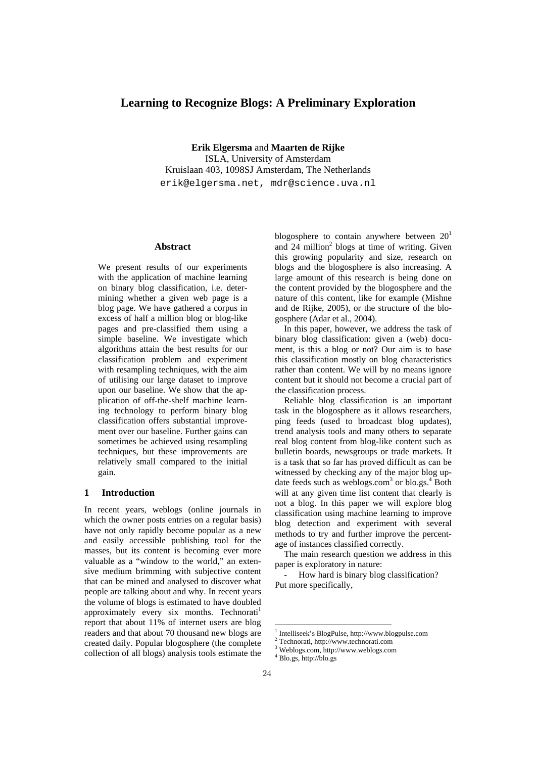# Learning to Recognize Blogs: A Preliminary Exploration

**Erik Elgersma** and **Maarten de Rijke**
ISLA, University of Amsterdam
Kruislaan 403, 1098SJ Amsterdam, The Netherlands
erik@elgersma.net, mdr@science.uva.nl

## Abstract

We present results of our experiments with the application of machine learning on binary blog classification, i.e. determining whether a given web page is a blog page. We have gathered a corpus in excess of half a million blog or blog-like pages and pre-classified them using a simple baseline. We investigate which algorithms attain the best results for our classification problem and experiment with resampling techniques, with the aim of utilising our large dataset to improve upon our baseline. We show that the application of off-the-shelf machine learning technology to perform binary blog classification offers substantial improvement over our baseline. Further gains can sometimes be achieved using resampling techniques, but these improvements are relatively small compared to the initial gain.

## 1 Introduction

In recent years, weblogs (online journals in which the owner posts entries on a regular basis) have not only rapidly become popular as a new and easily accessible publishing tool for the masses, but its content is becoming ever more valuable as a "window to the world," an extensive medium brimming with subjective content that can be mined and analysed to discover what people are talking about and why. In recent years the volume of blogs is estimated to have doubled approximately every six months. Technorati[1] report that about 11% of internet users are blog readers and that about 70 thousand new blogs are created daily. Popular blogosphere (the complete collection of all blogs) analysis tools estimate the blogosphere to contain anywhere between 20[1] and 24 million[2] blogs at time of writing. Given this growing popularity and size, research on blogs and the blogosphere is also increasing. A large amount of this research is being done on the content provided by the blogosphere and the nature of this content, like for example (Mishne and de Rijke, 2005), or the structure of the blogosphere (Adar et al., 2004).

In this paper, however, we address the task of binary blog classification: given a (web) document, is this a blog or not? Our aim is to base this classification mostly on blog characteristics rather than content. We will by no means ignore content but it should not become a crucial part of the classification process.

Reliable blog classification is an important task in the blogosphere as it allows researchers, ping feeds (used to broadcast blog updates), trend analysis tools and many others to separate real blog content from blog-like content such as bulletin boards, newsgroups or trade markets. It is a task that so far has proved difficult as can be witnessed by checking any of the major blog update feeds such as weblogs.com[3] or blo.gs.[4] Both will at any given time list content that clearly is not a blog. In this paper we will explore blog classification using machine learning to improve blog detection and experiment with several methods to try and further improve the percentage of instances classified correctly.

The main research question we address in this paper is exploratory in nature:

- How hard is binary blog classification?

Put more specifically,

[1] Intelliseek's BlogPulse, http://www.blogpulse.com
[2] Technorati, http://www.technorati.com
[3] Weblogs.com, http://www.weblogs.com
[4] Blo.gs, http://blo.gs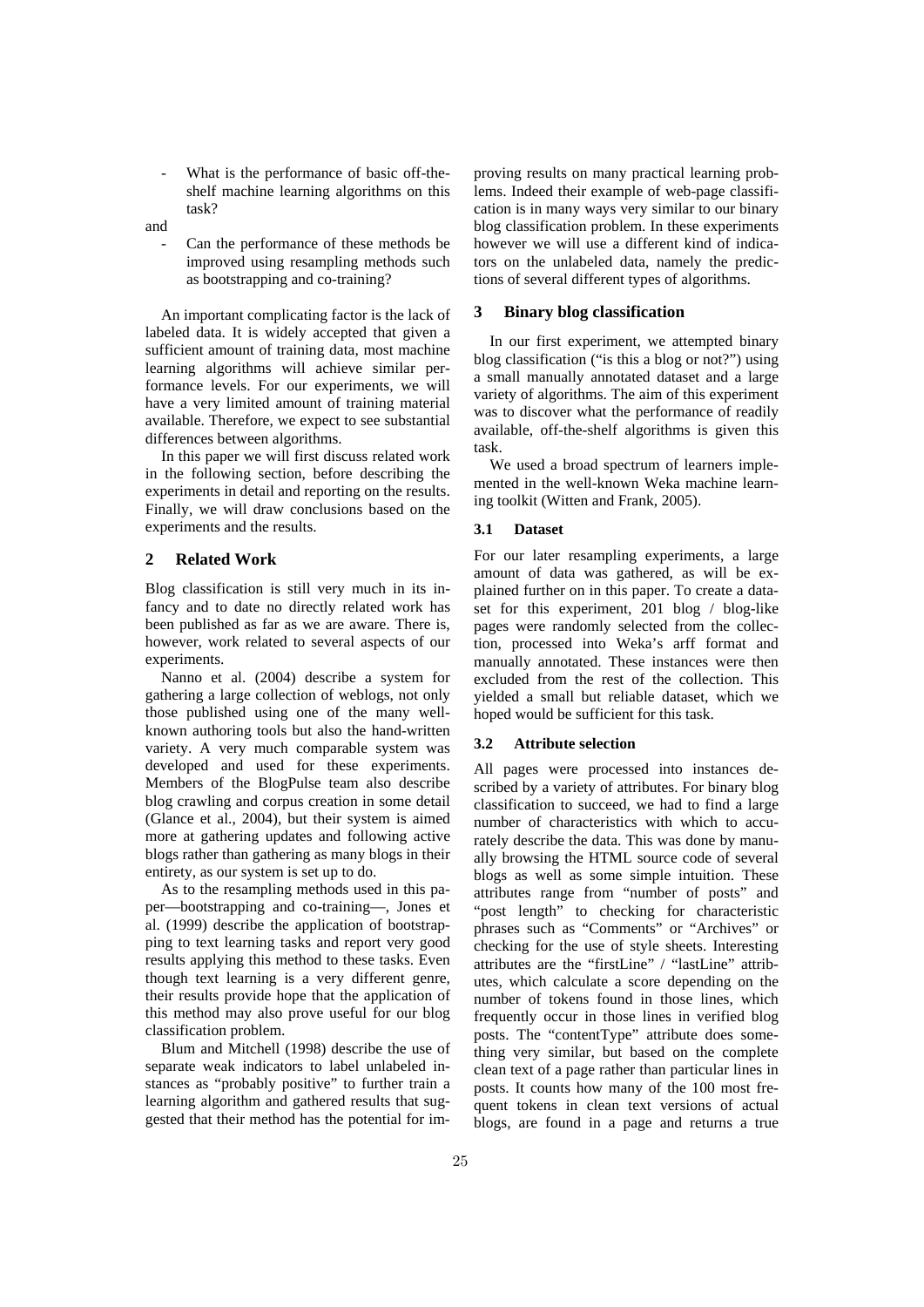- What is the performance of basic off-the-shelf machine learning algorithms on this task?

and

- Can the performance of these methods be improved using resampling methods such as bootstrapping and co-training?

An important complicating factor is the lack of labeled data. It is widely accepted that given a sufficient amount of training data, most machine learning algorithms will achieve similar performance levels. For our experiments, we will have a very limited amount of training material available. Therefore, we expect to see substantial differences between algorithms.

In this paper we will first discuss related work in the following section, before describing the experiments in detail and reporting on the results. Finally, we will draw conclusions based on the experiments and the results.

## 2 Related Work

Blog classification is still very much in its infancy and to date no directly related work has been published as far as we are aware. There is, however, work related to several aspects of our experiments.

Nanno et al. (2004) describe a system for gathering a large collection of weblogs, not only those published using one of the many well-known authoring tools but also the hand-written variety. A very much comparable system was developed and used for these experiments. Members of the BlogPulse team also describe blog crawling and corpus creation in some detail (Glance et al., 2004), but their system is aimed more at gathering updates and following active blogs rather than gathering as many blogs in their entirety, as our system is set up to do.

As to the resampling methods used in this paper—bootstrapping and co-training—, Jones et al. (1999) describe the application of bootstrapping to text learning tasks and report very good results applying this method to these tasks. Even though text learning is a very different genre, their results provide hope that the application of this method may also prove useful for our blog classification problem.

Blum and Mitchell (1998) describe the use of separate weak indicators to label unlabeled instances as "probably positive" to further train a learning algorithm and gathered results that suggested that their method has the potential for improving results on many practical learning problems. Indeed their example of web-page classification is in many ways very similar to our binary blog classification problem. In these experiments however we will use a different kind of indicators on the unlabeled data, namely the predictions of several different types of algorithms.

## 3 Binary blog classification

In our first experiment, we attempted binary blog classification ("is this a blog or not?") using a small manually annotated dataset and a large variety of algorithms. The aim of this experiment was to discover what the performance of readily available, off-the-shelf algorithms is given this task.

We used a broad spectrum of learners implemented in the well-known Weka machine learning toolkit (Witten and Frank, 2005).

### 3.1 Dataset

For our later resampling experiments, a large amount of data was gathered, as will be explained further on in this paper. To create a dataset for this experiment, 201 blog / blog-like pages were randomly selected from the collection, processed into Weka's arff format and manually annotated. These instances were then excluded from the rest of the collection. This yielded a small but reliable dataset, which we hoped would be sufficient for this task.

### 3.2 Attribute selection

All pages were processed into instances described by a variety of attributes. For binary blog classification to succeed, we had to find a large number of characteristics with which to accurately describe the data. This was done by manually browsing the HTML source code of several blogs as well as some simple intuition. These attributes range from "number of posts" and "post length" to checking for characteristic phrases such as "Comments" or "Archives" or checking for the use of style sheets. Interesting attributes are the "firstLine" / "lastLine" attributes, which calculate a score depending on the number of tokens found in those lines, which frequently occur in those lines in verified blog posts. The "contentType" attribute does something very similar, but based on the complete clean text of a page rather than particular lines in posts. It counts how many of the 100 most frequent tokens in clean text versions of actual blogs, are found in a page and returns a true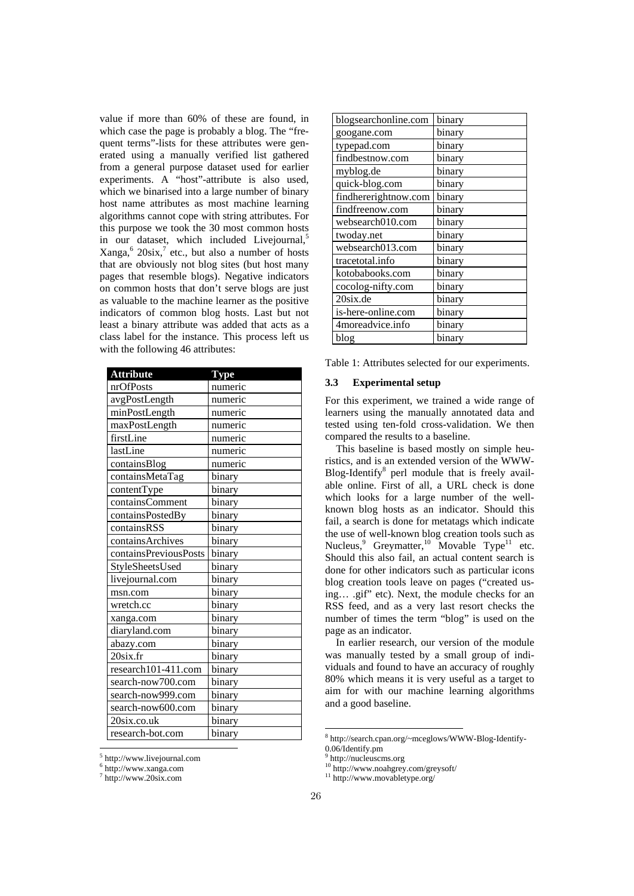value if more than 60% of these are found, in which case the page is probably a blog. The "frequent terms"-lists for these attributes were generated using a manually verified list gathered from a general purpose dataset used for earlier experiments. A "host"-attribute is also used, which we binarised into a large number of binary host name attributes as most machine learning algorithms cannot cope with string attributes. For this purpose we took the 30 most common hosts in our dataset, which included Livejournal,[5] Xanga,[6] 20six,[7] etc., but also a number of hosts that are obviously not blog sites (but host many pages that resemble blogs). Negative indicators on common hosts that don't serve blogs are just as valuable to the machine learner as the positive indicators of common blog hosts. Last but not least a binary attribute was added that acts as a class label for the instance. This process left us with the following 46 attributes:

| Attribute | Type |
|---|---|
| nrOfPosts | numeric |
| avgPostLength | numeric |
| minPostLength | numeric |
| maxPostLength | numeric |
| firstLine | numeric |
| lastLine | numeric |
| containsBlog | numeric |
| containsMetaTag | binary |
| contentType | binary |
| containsComment | binary |
| containsPostedBy | binary |
| containsRSS | binary |
| containsArchives | binary |
| containsPreviousPosts | binary |
| StyleSheetsUsed | binary |
| livejournal.com | binary |
| msn.com | binary |
| wretch.cc | binary |
| xanga.com | binary |
| diaryland.com | binary |
| abazy.com | binary |
| 20six.fr | binary |
| research101-411.com | binary |
| search-now700.com | binary |
| search-now999.com | binary |
| search-now600.com | binary |
| 20six.co.uk | binary |
| research-bot.com | binary |
| blogsearchonline.com | binary |
| googane.com | binary |
| typepad.com | binary |
| findbestnow.com | binary |
| myblog.de | binary |
| quick-blog.com | binary |
| findhererightnow.com | binary |
| findfreenow.com | binary |
| websearch010.com | binary |
| twoday.net | binary |
| websearch013.com | binary |
| tracetotal.info | binary |
| kotobabooks.com | binary |
| cocolog-nifty.com | binary |
| 20six.de | binary |
| is-here-online.com | binary |
| 4moreadvice.info | binary |
| blog | binary |

Table 1: Attributes selected for our experiments.

### 3.3 Experimental setup

For this experiment, we trained a wide range of learners using the manually annotated data and tested using ten-fold cross-validation. We then compared the results to a baseline.

This baseline is based mostly on simple heuristics, and is an extended version of the WWW-Blog-Identify[8] perl module that is freely available online. First of all, a URL check is done which looks for a large number of the well-known blog hosts as an indicator. Should this fail, a search is done for metatags which indicate the use of well-known blog creation tools such as Nucleus,[9] Greymatter,[10] Movable Type[11] etc. Should this also fail, an actual content search is done for other indicators such as particular icons blog creation tools leave on pages ("created using… .gif" etc). Next, the module checks for an RSS feed, and as a very last resort checks the number of times the term "blog" is used on the page as an indicator.

In earlier research, our version of the module was manually tested by a small group of individuals and found to have an accuracy of roughly 80% which means it is very useful as a target to aim for with our machine learning algorithms and a good baseline.

[5] http://www.livejournal.com
[6] http://www.xanga.com
[7] http://www.20six.com
[8] http://search.cpan.org/~mceglows/WWW-Blog-Identify-0.06/Identify.pm
[9] http://nucleuscms.org
[10] http://www.noahgrey.com/greysoft/
[11] http://www.movabletype.org/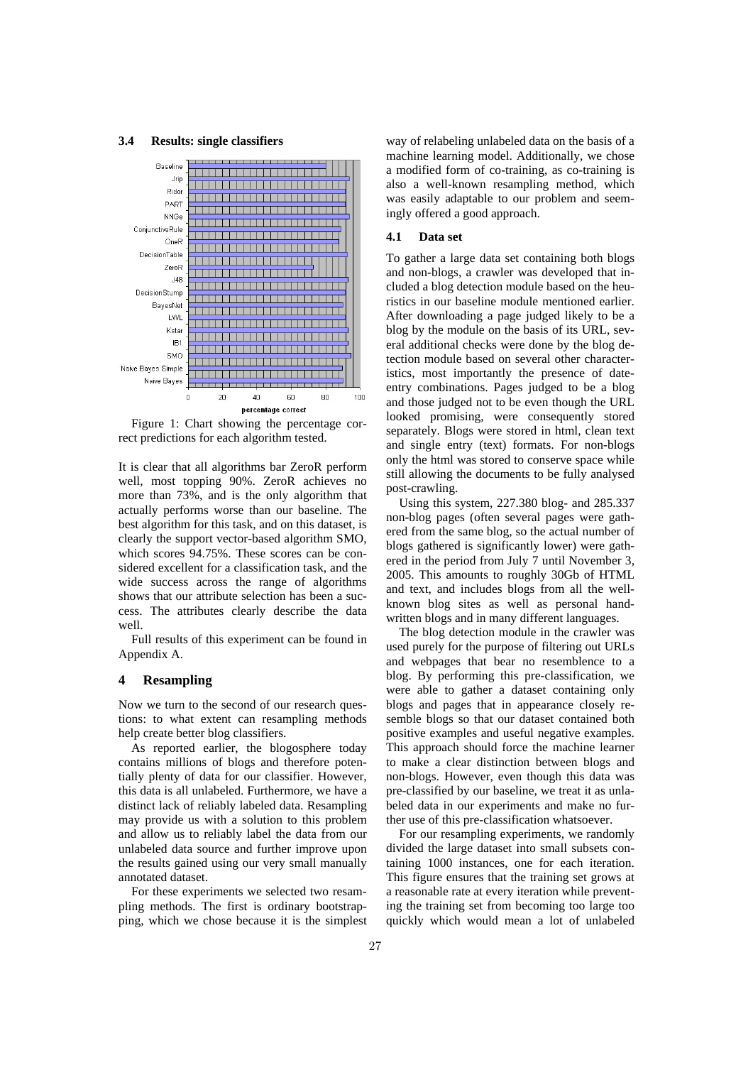### 3.4 Results: single classifiers

Figure 1: Chart showing the percentage correct predictions for each algorithm tested.

It is clear that all algorithms bar ZeroR perform well, most topping 90%. ZeroR achieves no more than 73%, and is the only algorithm that actually performs worse than our baseline. The best algorithm for this task, and on this dataset, is clearly the support vector-based algorithm SMO, which scores 94.75%. These scores can be considered excellent for a classification task, and the wide success across the range of algorithms shows that our attribute selection has been a success. The attributes clearly describe the data well.

Full results of this experiment can be found in Appendix A.

## 4 Resampling

Now we turn to the second of our research questions: to what extent can resampling methods help create better blog classifiers.

As reported earlier, the blogosphere today contains millions of blogs and therefore potentially plenty of data for our classifier. However, this data is all unlabeled. Furthermore, we have a distinct lack of reliably labeled data. Resampling may provide us with a solution to this problem and allow us to reliably label the data from our unlabeled data source and further improve upon the results gained using our very small manually annotated dataset.

For these experiments we selected two resampling methods. The first is ordinary bootstrapping, which we chose because it is the simplest way of relabeling unlabeled data on the basis of a machine learning model. Additionally, we chose a modified form of co-training, as co-training is also a well-known resampling method, which was easily adaptable to our problem and seemingly offered a good approach.

### 4.1 Data set

To gather a large data set containing both blogs and non-blogs, a crawler was developed that included a blog detection module based on the heuristics in our baseline module mentioned earlier. After downloading a page judged likely to be a blog by the module on the basis of its URL, several additional checks were done by the blog detection module based on several other characteristics, most importantly the presence of date-entry combinations. Pages judged to be a blog and those judged not to be even though the URL looked promising, were consequently stored separately. Blogs were stored in html, clean text and single entry (text) formats. For non-blogs only the html was stored to conserve space while still allowing the documents to be fully analysed post-crawling.

Using this system, 227.380 blog- and 285.337 non-blog pages (often several pages were gathered from the same blog, so the actual number of blogs gathered is significantly lower) were gathered in the period from July 7 until November 3, 2005. This amounts to roughly 30Gb of HTML and text, and includes blogs from all the well-known blog sites as well as personal hand-written blogs and in many different languages.

The blog detection module in the crawler was used purely for the purpose of filtering out URLs and webpages that bear no resemblence to a blog. By performing this pre-classification, we were able to gather a dataset containing only blogs and pages that in appearance closely resemble blogs so that our dataset contained both positive examples and useful negative examples. This approach should force the machine learner to make a clear distinction between blogs and non-blogs. However, even though this data was pre-classified by our baseline, we treat it as unlabeled data in our experiments and make no further use of this pre-classification whatsoever.

For our resampling experiments, we randomly divided the large dataset into small subsets containing 1000 instances, one for each iteration. This figure ensures that the training set grows at a reasonable rate at every iteration while preventing the training set from becoming too large too quickly which would mean a lot of unlabeled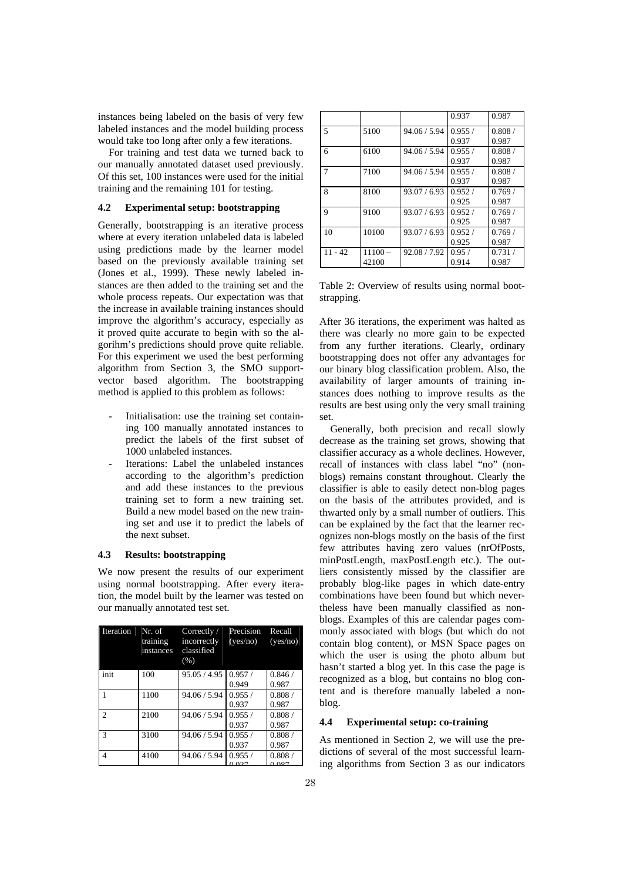instances being labeled on the basis of very few labeled instances and the model building process would take too long after only a few iterations.

For training and test data we turned back to our manually annotated dataset used previously. Of this set, 100 instances were used for the initial training and the remaining 101 for testing.

### 4.2 Experimental setup: bootstrapping

Generally, bootstrapping is an iterative process where at every iteration unlabeled data is labeled using predictions made by the learner model based on the previously available training set (Jones et al., 1999). These newly labeled instances are then added to the training set and the whole process repeats. Our expectation was that the increase in available training instances should improve the algorithm's accuracy, especially as it proved quite accurate to begin with so the algorihm's predictions should prove quite reliable. For this experiment we used the best performing algorithm from Section 3, the SMO support-vector based algorithm. The bootstrapping method is applied to this problem as follows:

- Initialisation: use the training set containing 100 manually annotated instances to predict the labels of the first subset of 1000 unlabeled instances.
- Iterations: Label the unlabeled instances according to the algorithm's prediction and add these instances to the previous training set to form a new training set. Build a new model based on the new training set and use it to predict the labels of the next subset.

### 4.3 Results: bootstrapping

We now present the results of our experiment using normal bootstrapping. After every iteration, the model built by the learner was tested on our manually annotated test set.

| Iteration | Nr. of training instances | Correctly / incorrectly classified (%) | Precision (yes/no) | Recall (yes/no) |
|---|---|---|---|---|
| init | 100 | 95.05 / 4.95 | 0.957 / 0.949 | 0.846 / 0.987 |
| 1 | 1100 | 94.06 / 5.94 | 0.955 / 0.937 | 0.808 / 0.987 |
| 2 | 2100 | 94.06 / 5.94 | 0.955 / 0.937 | 0.808 / 0.987 |
| 3 | 3100 | 94.06 / 5.94 | 0.955 / 0.937 | 0.808 / 0.987 |
| 4 | 4100 | 94.06 / 5.94 | 0.955 / 0.937 | 0.808 / 0.987 |
| 5 | 5100 | 94.06 / 5.94 | 0.955 / 0.937 | 0.808 / 0.987 |
| 6 | 6100 | 94.06 / 5.94 | 0.955 / 0.937 | 0.808 / 0.987 |
| 7 | 7100 | 94.06 / 5.94 | 0.955 / 0.937 | 0.808 / 0.987 |
| 8 | 8100 | 93.07 / 6.93 | 0.952 / 0.925 | 0.769 / 0.987 |
| 9 | 9100 | 93.07 / 6.93 | 0.952 / 0.925 | 0.769 / 0.987 |
| 10 | 10100 | 93.07 / 6.93 | 0.952 / 0.925 | 0.769 / 0.987 |
| 11 - 42 | 11100 – 42100 | 92.08 / 7.92 | 0.95 / 0.914 | 0.731 / 0.987 |

Table 2: Overview of results using normal bootstrapping.

After 36 iterations, the experiment was halted as there was clearly no more gain to be expected from any further iterations. Clearly, ordinary bootstrapping does not offer any advantages for our binary blog classification problem. Also, the availability of larger amounts of training instances does nothing to improve results as the results are best using only the very small training set.

Generally, both precision and recall slowly decrease as the training set grows, showing that classifier accuracy as a whole declines. However, recall of instances with class label "no" (non-blogs) remains constant throughout. Clearly the classifier is able to easily detect non-blog pages on the basis of the attributes provided, and is thwarted only by a small number of outliers. This can be explained by the fact that the learner recognizes non-blogs mostly on the basis of the first few attributes having zero values (nrOfPosts, minPostLength, maxPostLength etc.). The outliers consistently missed by the classifier are probably blog-like pages in which date-entry combinations have been found but which nevertheless have been manually classified as non-blogs. Examples of this are calendar pages commonly associated with blogs (but which do not contain blog content), or MSN Space pages on which the user is using the photo album but hasn't started a blog yet. In this case the page is recognized as a blog, but contains no blog content and is therefore manually labeled a non-blog.

### 4.4 Experimental setup: co-training

As mentioned in Section 2, we will use the predictions of several of the most successful learning algorithms from Section 3 as our indicators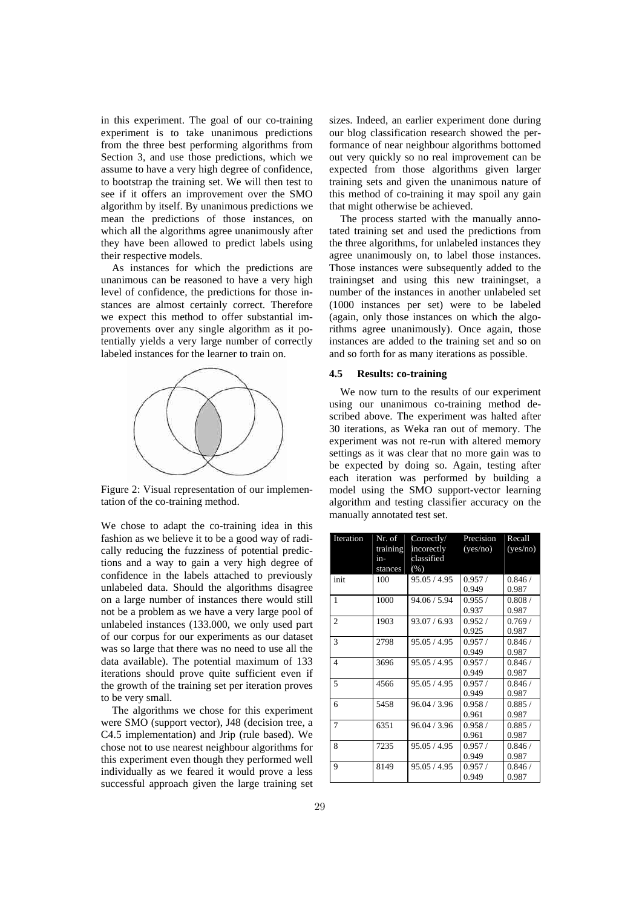in this experiment. The goal of our co-training experiment is to take unanimous predictions from the three best performing algorithms from Section 3, and use those predictions, which we assume to have a very high degree of confidence, to bootstrap the training set. We will then test to see if it offers an improvement over the SMO algorithm by itself. By unanimous predictions we mean the predictions of those instances, on which all the algorithms agree unanimously after they have been allowed to predict labels using their respective models.

As instances for which the predictions are unanimous can be reasoned to have a very high level of confidence, the predictions for those instances are almost certainly correct. Therefore we expect this method to offer substantial improvements over any single algorithm as it potentially yields a very large number of correctly labeled instances for the learner to train on.

Figure 2: Visual representation of our implementation of the co-training method.

We chose to adapt the co-training idea in this fashion as we believe it to be a good way of radically reducing the fuzziness of potential predictions and a way to gain a very high degree of confidence in the labels attached to previously unlabeled data. Should the algorithms disagree on a large number of instances there would still not be a problem as we have a very large pool of unlabeled instances (133.000, we only used part of our corpus for our experiments as our dataset was so large that there was no need to use all the data available). The potential maximum of 133 iterations should prove quite sufficient even if the growth of the training set per iteration proves to be very small.

The algorithms we chose for this experiment were SMO (support vector), J48 (decision tree, a C4.5 implementation) and Jrip (rule based). We chose not to use nearest neighbour algorithms for this experiment even though they performed well individually as we feared it would prove a less successful approach given the large training set sizes. Indeed, an earlier experiment done during our blog classification research showed the performance of near neighbour algorithms bottomed out very quickly so no real improvement can be expected from those algorithms given larger training sets and given the unanimous nature of this method of co-training it may spoil any gain that might otherwise be achieved.

The process started with the manually annotated training set and used the predictions from the three algorithms, for unlabeled instances they agree unanimously on, to label those instances. Those instances were subsequently added to the trainingset and using this new trainingset, a number of the instances in another unlabeled set (1000 instances per set) were to be labeled (again, only those instances on which the algorithms agree unanimously). Once again, those instances are added to the training set and so on and so forth for as many iterations as possible.

### 4.5 Results: co-training

We now turn to the results of our experiment using our unanimous co-training method described above. The experiment was halted after 30 iterations, as Weka ran out of memory. The experiment was not re-run with altered memory settings as it was clear that no more gain was to be expected by doing so. Again, testing after each iteration was performed by building a model using the SMO support-vector learning algorithm and testing classifier accuracy on the manually annotated test set.

| Iteration | Nr. of training instances | Correctly/ incorectly classified (%) | Precision (yes/no) | Recall (yes/no) |
|---|---|---|---|---|
| init | 100 | 95.05 / 4.95 | 0.957 / 0.949 | 0.846 / 0.987 |
| 1 | 1000 | 94.06 / 5.94 | 0.955 / 0.937 | 0.808 / 0.987 |
| 2 | 1903 | 93.07 / 6.93 | 0.952 / 0.925 | 0.769 / 0.987 |
| 3 | 2798 | 95.05 / 4.95 | 0.957 / 0.949 | 0.846 / 0.987 |
| 4 | 3696 | 95.05 / 4.95 | 0.957 / 0.949 | 0.846 / 0.987 |
| 5 | 4566 | 95.05 / 4.95 | 0.957 / 0.949 | 0.846 / 0.987 |
| 6 | 5458 | 96.04 / 3.96 | 0.958 / 0.961 | 0.885 / 0.987 |
| 7 | 6351 | 96.04 / 3.96 | 0.958 / 0.961 | 0.885 / 0.987 |
| 8 | 7235 | 95.05 / 4.95 | 0.957 / 0.949 | 0.846 / 0.987 |
| 9 | 8149 | 95.05 / 4.95 | 0.957 / 0.949 | 0.846 / 0.987 |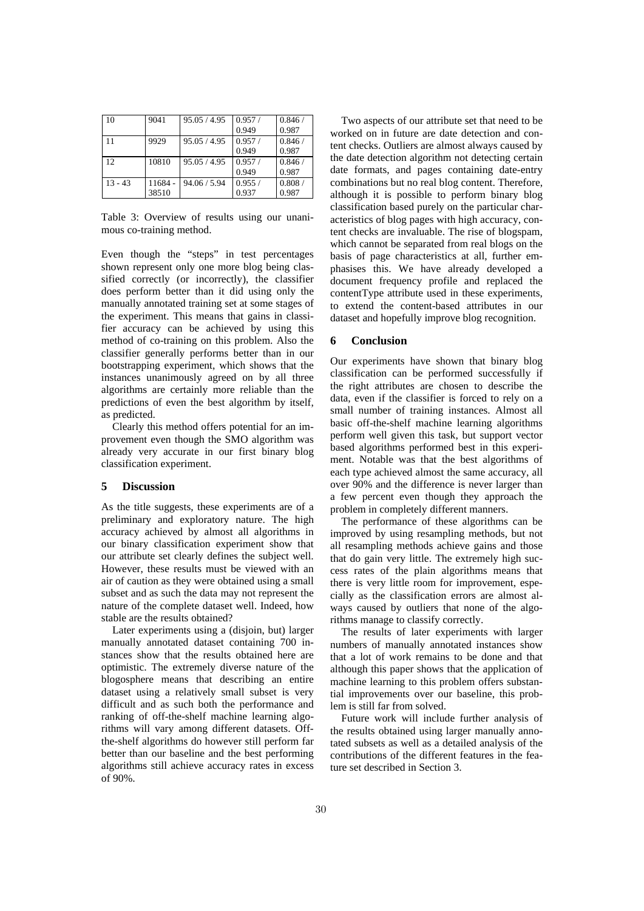| 10 | 9041 | 95.05 / 4.95 | 0.957 / 0.949 | 0.846 / 0.987 |
|---|---|---|---|---|
| 11 | 9929 | 95.05 / 4.95 | 0.957 / 0.949 | 0.846 / 0.987 |
| 12 | 10810 | 95.05 / 4.95 | 0.957 / 0.949 | 0.846 / 0.987 |
| 13 - 43 | 11684 - 38510 | 94.06 / 5.94 | 0.955 / 0.937 | 0.808 / 0.987 |

Table 3: Overview of results using our unanimous co-training method.

Even though the "steps" in test percentages shown represent only one more blog being classified correctly (or incorrectly), the classifier does perform better than it did using only the manually annotated training set at some stages of the experiment. This means that gains in classifier accuracy can be achieved by using this method of co-training on this problem. Also the classifier generally performs better than in our bootstrapping experiment, which shows that the instances unanimously agreed on by all three algorithms are certainly more reliable than the predictions of even the best algorithm by itself, as predicted.

Clearly this method offers potential for an improvement even though the SMO algorithm was already very accurate in our first binary blog classification experiment.

## 5 Discussion

As the title suggests, these experiments are of a preliminary and exploratory nature. The high accuracy achieved by almost all algorithms in our binary classification experiment show that our attribute set clearly defines the subject well. However, these results must be viewed with an air of caution as they were obtained using a small subset and as such the data may not represent the nature of the complete dataset well. Indeed, how stable are the results obtained?

Later experiments using a (disjoin, but) larger manually annotated dataset containing 700 instances show that the results obtained here are optimistic. The extremely diverse nature of the blogosphere means that describing an entire dataset using a relatively small subset is very difficult and as such both the performance and ranking of off-the-shelf machine learning algorithms will vary among different datasets. Off-the-shelf algorithms do however still perform far better than our baseline and the best performing algorithms still achieve accuracy rates in excess of 90%.

Two aspects of our attribute set that need to be worked on in future are date detection and content checks. Outliers are almost always caused by the date detection algorithm not detecting certain date formats, and pages containing date-entry combinations but no real blog content. Therefore, although it is possible to perform binary blog classification based purely on the particular characteristics of blog pages with high accuracy, content checks are invaluable. The rise of blogspam, which cannot be separated from real blogs on the basis of page characteristics at all, further emphasises this. We have already developed a document frequency profile and replaced the contentType attribute used in these experiments, to extend the content-based attributes in our dataset and hopefully improve blog recognition.

## 6 Conclusion

Our experiments have shown that binary blog classification can be performed successfully if the right attributes are chosen to describe the data, even if the classifier is forced to rely on a small number of training instances. Almost all basic off-the-shelf machine learning algorithms perform well given this task, but support vector based algorithms performed best in this experiment. Notable was that the best algorithms of each type achieved almost the same accuracy, all over 90% and the difference is never larger than a few percent even though they approach the problem in completely different manners.

The performance of these algorithms can be improved by using resampling methods, but not all resampling methods achieve gains and those that do gain very little. The extremely high success rates of the plain algorithms means that there is very little room for improvement, especially as the classification errors are almost always caused by outliers that none of the algorithms manage to classify correctly.

The results of later experiments with larger numbers of manually annotated instances show that a lot of work remains to be done and that although this paper shows that the application of machine learning to this problem offers substantial improvements over our baseline, this problem is still far from solved.

Future work will include further analysis of the results obtained using larger manually annotated subsets as well as a detailed analysis of the contributions of the different features in the feature set described in Section 3.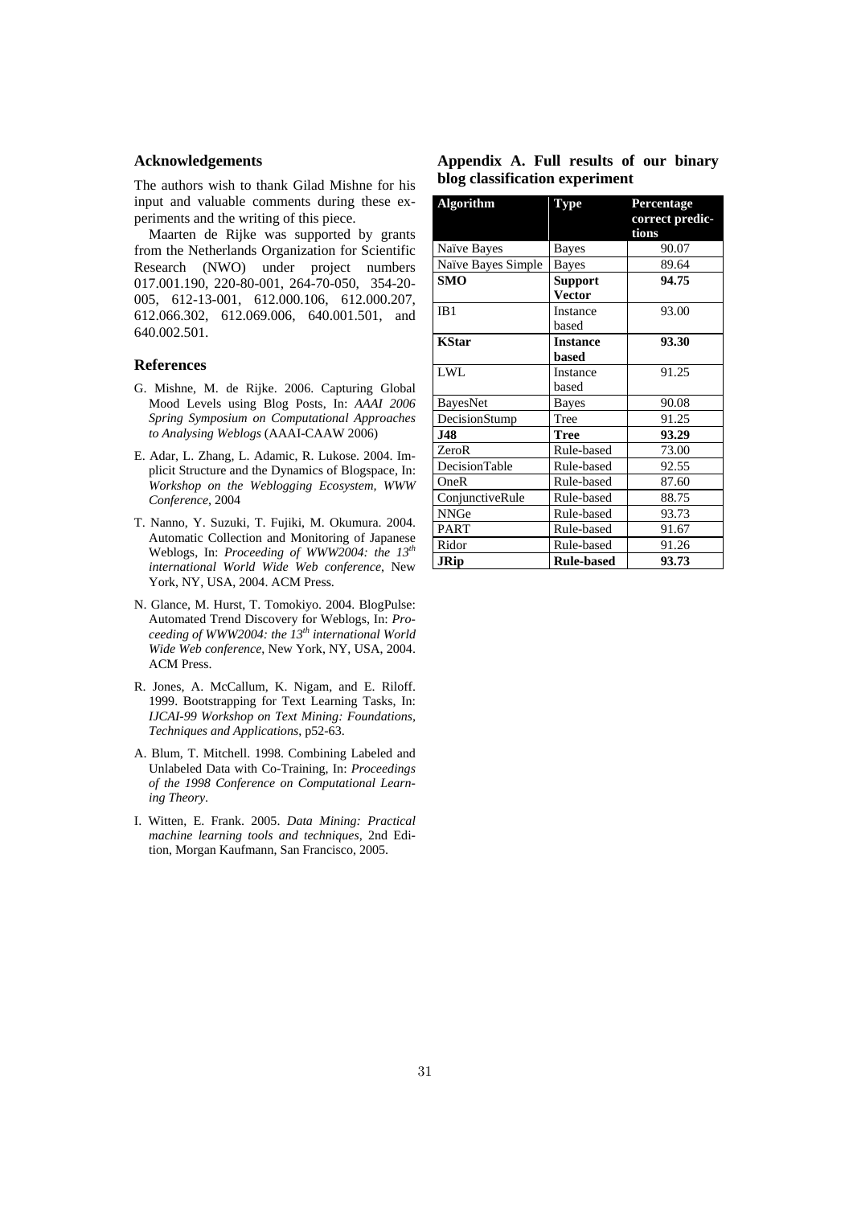## Acknowledgements

The authors wish to thank Gilad Mishne for his input and valuable comments during these experiments and the writing of this piece.

Maarten de Rijke was supported by grants from the Netherlands Organization for Scientific Research (NWO) under project numbers 017.001.190, 220-80-001, 264-70-050, 354-20-005, 612-13-001, 612.000.106, 612.000.207, 612.066.302, 612.069.006, 640.001.501, and 640.002.501.

## References

G. Mishne, M. de Rijke. 2006. Capturing Global Mood Levels using Blog Posts, In: *AAAI 2006 Spring Symposium on Computational Approaches to Analysing Weblogs* (AAAI-CAAW 2006)

E. Adar, L. Zhang, L. Adamic, R. Lukose. 2004. Implicit Structure and the Dynamics of Blogspace, In: *Workshop on the Weblogging Ecosystem, WWW Conference*, 2004

T. Nanno, Y. Suzuki, T. Fujiki, M. Okumura. 2004. Automatic Collection and Monitoring of Japanese Weblogs, In: *Proceeding of WWW2004: the 13th international World Wide Web conference*, New York, NY, USA, 2004. ACM Press.

N. Glance, M. Hurst, T. Tomokiyo. 2004. BlogPulse: Automated Trend Discovery for Weblogs, In: *Proceeding of WWW2004: the 13th international World Wide Web conference*, New York, NY, USA, 2004. ACM Press.

R. Jones, A. McCallum, K. Nigam, and E. Riloff. 1999. Bootstrapping for Text Learning Tasks, In: *IJCAI-99 Workshop on Text Mining: Foundations, Techniques and Applications*, p52-63.

A. Blum, T. Mitchell. 1998. Combining Labeled and Unlabeled Data with Co-Training, In: *Proceedings of the 1998 Conference on Computational Learning Theory*.

I. Witten, E. Frank. 2005. *Data Mining: Practical machine learning tools and techniques*, 2nd Edition, Morgan Kaufmann, San Francisco, 2005.

## Appendix A. Full results of our binary blog classification experiment

| Algorithm | Type | Percentage correct predictions |
|---|---|---|
| Naïve Bayes | Bayes | 90.07 |
| Naïve Bayes Simple | Bayes | 89.64 |
| **SMO** | **Support Vector** | **94.75** |
| IB1 | Instance based | 93.00 |
| **KStar** | **Instance based** | **93.30** |
| LWL | Instance based | 91.25 |
| BayesNet | Bayes | 90.08 |
| DecisionStump | Tree | 91.25 |
| **J48** | **Tree** | **93.29** |
| ZeroR | Rule-based | 73.00 |
| DecisionTable | Rule-based | 92.55 |
| OneR | Rule-based | 87.60 |
| ConjunctiveRule | Rule-based | 88.75 |
| NNGe | Rule-based | 93.73 |
| PART | Rule-based | 91.67 |
| Ridor | Rule-based | 91.26 |
| **JRip** | **Rule-based** | **93.73** |